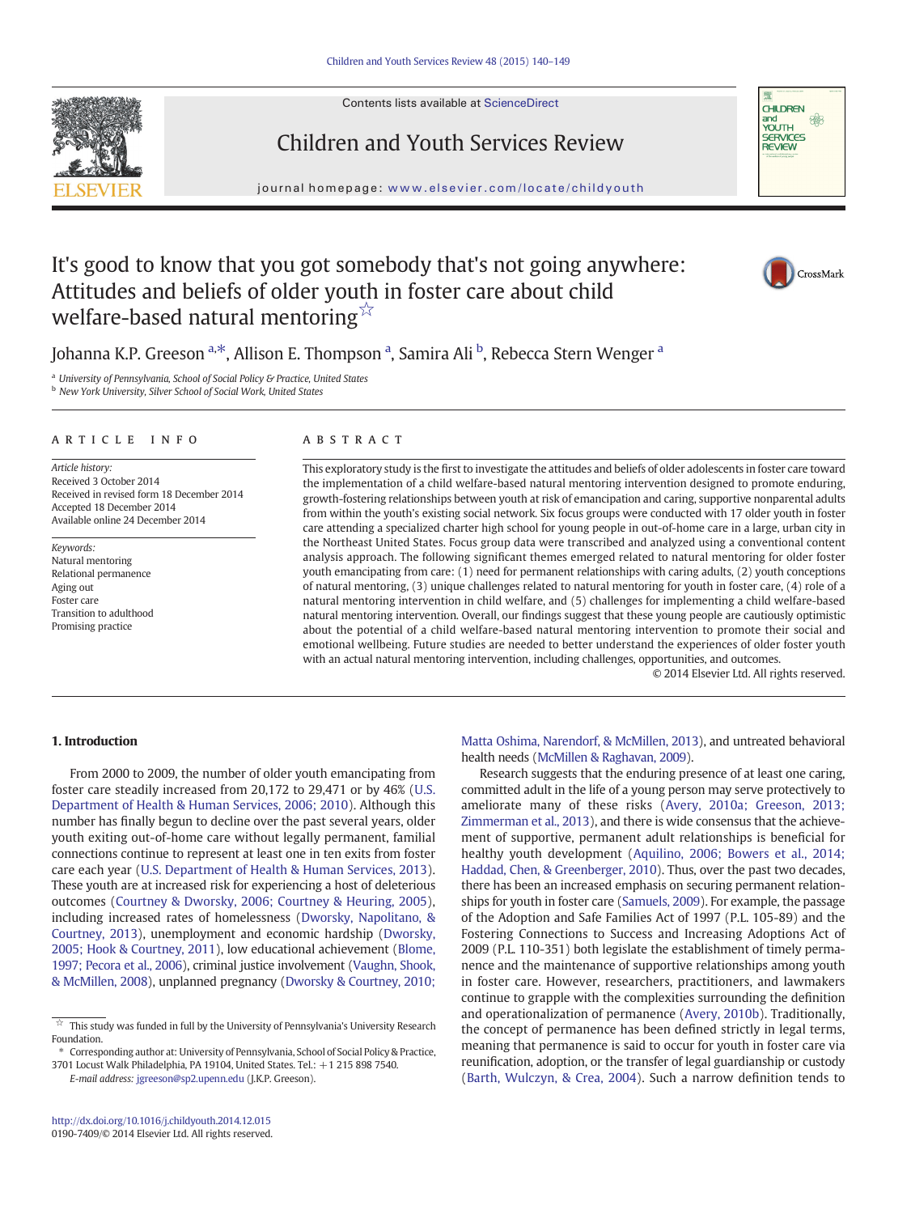# It's good to know that you got somebody that's not going anywhere: Attitudes and beliefs of older youth in foster care about child welfare-based natural mentoring ☆

Johanna K.P. Greeson [a,*], Allison E. Thompson [a], Samira Ali [b], Rebecca Stern Wenger [a]

[a] University of Pennsylvania, School of Social Policy & Practice, United States
[b] New York University, Silver School of Social Work, United States

## ARTICLE INFO

*Article history:*
Received 3 October 2014
Received in revised form 18 December 2014
Accepted 18 December 2014
Available online 24 December 2014

*Keywords:*
Natural mentoring
Relational permanence
Aging out
Foster care
Transition to adulthood
Promising practice

## ABSTRACT

This exploratory study is the first to investigate the attitudes and beliefs of older adolescents in foster care toward the implementation of a child welfare-based natural mentoring intervention designed to promote enduring, growth-fostering relationships between youth at risk of emancipation and caring, supportive nonparental adults from within the youth's existing social network. Six focus groups were conducted with 17 older youth in foster care attending a specialized charter high school for young people in out-of-home care in a large, urban city in the Northeast United States. Focus group data were transcribed and analyzed using a conventional content analysis approach. The following significant themes emerged related to natural mentoring for older foster youth emancipating from care: (1) need for permanent relationships with caring adults, (2) youth conceptions of natural mentoring, (3) unique challenges related to natural mentoring for youth in foster care, (4) role of a natural mentoring intervention in child welfare, and (5) challenges for implementing a child welfare-based natural mentoring intervention. Overall, our findings suggest that these young people are cautiously optimistic about the potential of a child welfare-based natural mentoring intervention to promote their social and emotional wellbeing. Future studies are needed to better understand the experiences of older foster youth with an actual natural mentoring intervention, including challenges, opportunities, and outcomes.

© 2014 Elsevier Ltd. All rights reserved.

## 1. Introduction

From 2000 to 2009, the number of older youth emancipating from foster care steadily increased from 20,172 to 29,471 or by 46% (U.S. Department of Health & Human Services, 2006; 2010). Although this number has finally begun to decline over the past several years, older youth exiting out-of-home care without legally permanent, familial connections continue to represent at least one in ten exits from foster care each year (U.S. Department of Health & Human Services, 2013). These youth are at increased risk for experiencing a host of deleterious outcomes (Courtney & Dworsky, 2006; Courtney & Heuring, 2005), including increased rates of homelessness (Dworsky, Napolitano, & Courtney, 2013), unemployment and economic hardship (Dworsky, 2005; Hook & Courtney, 2011), low educational achievement (Blome, 1997; Pecora et al., 2006), criminal justice involvement (Vaughn, Shook, & McMillen, 2008), unplanned pregnancy (Dworsky & Courtney, 2010; Matta Oshima, Narendorf, & McMillen, 2013), and untreated behavioral health needs (McMillen & Raghavan, 2009).

Research suggests that the enduring presence of at least one caring, committed adult in the life of a young person may serve protectively to ameliorate many of these risks (Avery, 2010a; Greeson, 2013; Zimmerman et al., 2013), and there is wide consensus that the achievement of supportive, permanent adult relationships is beneficial for healthy youth development (Aquilino, 2006; Bowers et al., 2014; Haddad, Chen, & Greenberger, 2010). Thus, over the past two decades, there has been an increased emphasis on securing permanent relationships for youth in foster care (Samuels, 2009). For example, the passage of the Adoption and Safe Families Act of 1997 (P.L. 105-89) and the Fostering Connections to Success and Increasing Adoptions Act of 2009 (P.L. 110-351) both legislate the establishment of timely permanence and the maintenance of supportive relationships among youth in foster care. However, researchers, practitioners, and lawmakers continue to grapple with the complexities surrounding the definition and operationalization of permanence (Avery, 2010b). Traditionally, the concept of permanence has been defined strictly in legal terms, meaning that permanence is said to occur for youth in foster care via reunification, adoption, or the transfer of legal guardianship or custody (Barth, Wulczyn, & Crea, 2004). Such a narrow definition tends to

☆ This study was funded in full by the University of Pennsylvania's University Research Foundation.

\* Corresponding author at: University of Pennsylvania, School of Social Policy & Practice, 3701 Locust Walk Philadelphia, PA 19104, United States. Tel.: +1 215 898 7540.
*E-mail address:* jgreeson@sp2.upenn.edu (J.K.P. Greeson).

http://dx.doi.org/10.1016/j.childyouth.2014.12.015
0190-7409/© 2014 Elsevier Ltd. All rights reserved.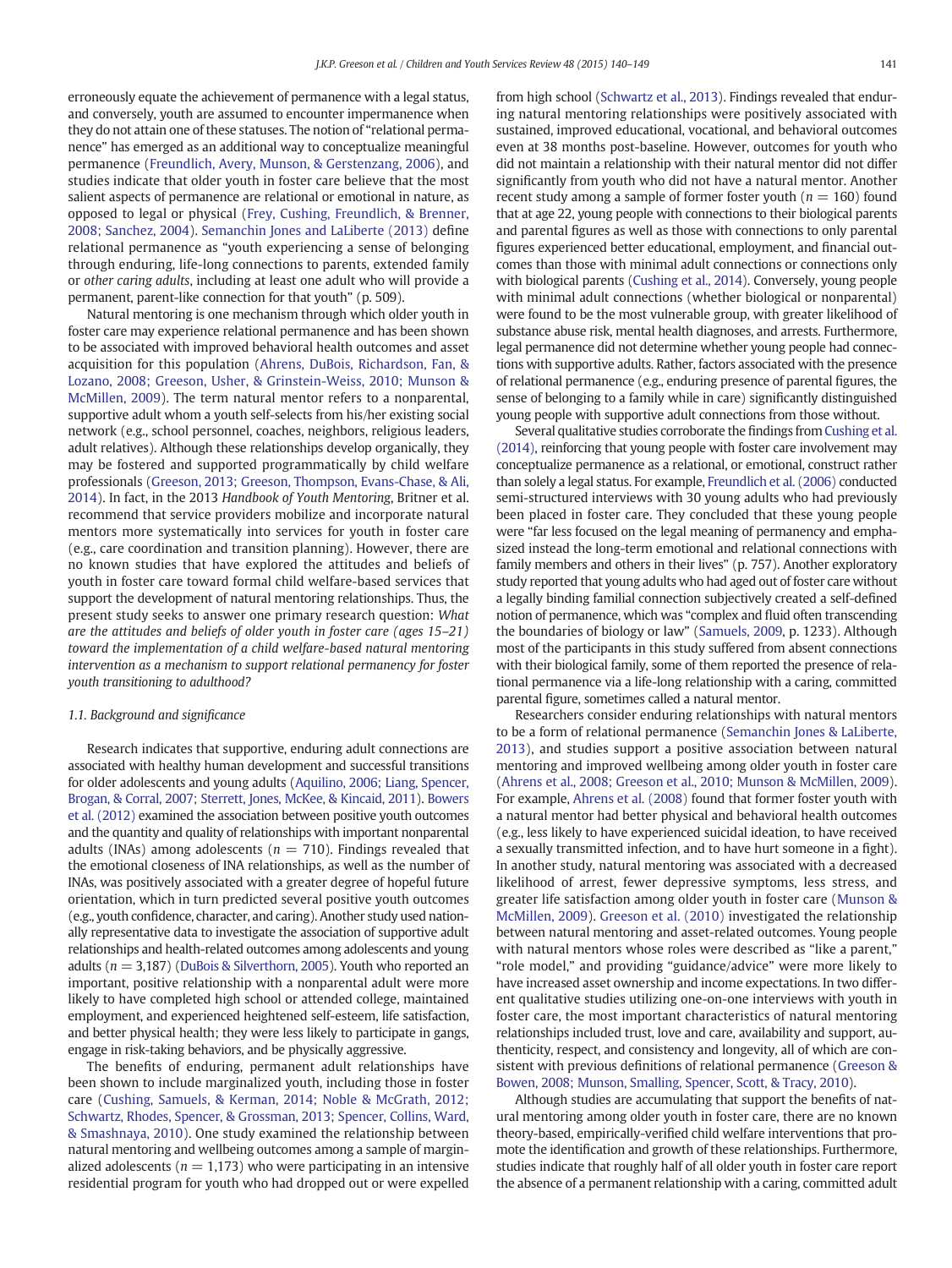erroneously equate the achievement of permanence with a legal status, and conversely, youth are assumed to encounter impermanence when they do not attain one of these statuses. The notion of "relational permanence" has emerged as an additional way to conceptualize meaningful permanence (Freundlich, Avery, Munson, & Gerstenzang, 2006), and studies indicate that older youth in foster care believe that the most salient aspects of permanence are relational or emotional in nature, as opposed to legal or physical (Frey, Cushing, Freundlich, & Brenner, 2008; Sanchez, 2004). Semanchin Jones and LaLiberte (2013) define relational permanence as "youth experiencing a sense of belonging through enduring, life-long connections to parents, extended family or *other caring adults*, including at least one adult who will provide a permanent, parent-like connection for that youth" (p. 509).

Natural mentoring is one mechanism through which older youth in foster care may experience relational permanence and has been shown to be associated with improved behavioral health outcomes and asset acquisition for this population (Ahrens, DuBois, Richardson, Fan, & Lozano, 2008; Greeson, Usher, & Grinstein-Weiss, 2010; Munson & McMillen, 2009). The term natural mentor refers to a nonparental, supportive adult whom a youth self-selects from his/her existing social network (e.g., school personnel, coaches, neighbors, religious leaders, adult relatives). Although these relationships develop organically, they may be fostered and supported programmatically by child welfare professionals (Greeson, 2013; Greeson, Thompson, Evans-Chase, & Ali, 2014). In fact, in the 2013 *Handbook of Youth Mentoring*, Britner et al. recommend that service providers mobilize and incorporate natural mentors more systematically into services for youth in foster care (e.g., care coordination and transition planning). However, there are no known studies that have explored the attitudes and beliefs of youth in foster care toward formal child welfare-based services that support the development of natural mentoring relationships. Thus, the present study seeks to answer one primary research question: *What are the attitudes and beliefs of older youth in foster care (ages 15–21) toward the implementation of a child welfare-based natural mentoring intervention as a mechanism to support relational permanency for foster youth transitioning to adulthood?*

### 1.1. Background and significance

Research indicates that supportive, enduring adult connections are associated with healthy human development and successful transitions for older adolescents and young adults (Aquilino, 2006; Liang, Spencer, Brogan, & Corral, 2007; Sterrett, Jones, McKee, & Kincaid, 2011). Bowers et al. (2012) examined the association between positive youth outcomes and the quantity and quality of relationships with important nonparental adults (INAs) among adolescents ($n = 710$). Findings revealed that the emotional closeness of INA relationships, as well as the number of INAs, was positively associated with a greater degree of hopeful future orientation, which in turn predicted several positive youth outcomes (e.g., youth confidence, character, and caring). Another study used nationally representative data to investigate the association of supportive adult relationships and health-related outcomes among adolescents and young adults ($n = 3{,}187$) (DuBois & Silverthorn, 2005). Youth who reported an important, positive relationship with a nonparental adult were more likely to have completed high school or attended college, maintained employment, and experienced heightened self-esteem, life satisfaction, and better physical health; they were less likely to participate in gangs, engage in risk-taking behaviors, and be physically aggressive.

The benefits of enduring, permanent adult relationships have been shown to include marginalized youth, including those in foster care (Cushing, Samuels, & Kerman, 2014; Noble & McGrath, 2012; Schwartz, Rhodes, Spencer, & Grossman, 2013; Spencer, Collins, Ward, & Smashnaya, 2010). One study examined the relationship between natural mentoring and wellbeing outcomes among a sample of marginalized adolescents ($n = 1{,}173$) who were participating in an intensive residential program for youth who had dropped out or were expelled from high school (Schwartz et al., 2013). Findings revealed that enduring natural mentoring relationships were positively associated with sustained, improved educational, vocational, and behavioral outcomes even at 38 months post-baseline. However, outcomes for youth who did not maintain a relationship with their natural mentor did not differ significantly from youth who did not have a natural mentor. Another recent study among a sample of former foster youth ($n = 160$) found that at age 22, young people with connections to their biological parents and parental figures as well as those with connections to only parental figures experienced better educational, employment, and financial outcomes than those with minimal adult connections or connections only with biological parents (Cushing et al., 2014). Conversely, young people with minimal adult connections (whether biological or nonparental) were found to be the most vulnerable group, with greater likelihood of substance abuse risk, mental health diagnoses, and arrests. Furthermore, legal permanence did not determine whether young people had connections with supportive adults. Rather, factors associated with the presence of relational permanence (e.g., enduring presence of parental figures, the sense of belonging to a family while in care) significantly distinguished young people with supportive adult connections from those without.

Several qualitative studies corroborate the findings from Cushing et al. (2014), reinforcing that young people with foster care involvement may conceptualize permanence as a relational, or emotional, construct rather than solely a legal status. For example, Freundlich et al. (2006) conducted semi-structured interviews with 30 young adults who had previously been placed in foster care. They concluded that these young people were "far less focused on the legal meaning of permanency and emphasized instead the long-term emotional and relational connections with family members and others in their lives" (p. 757). Another exploratory study reported that young adults who had aged out of foster care without a legally binding familial connection subjectively created a self-defined notion of permanence, which was "complex and fluid often transcending the boundaries of biology or law" (Samuels, 2009, p. 1233). Although most of the participants in this study suffered from absent connections with their biological family, some of them reported the presence of relational permanence via a life-long relationship with a caring, committed parental figure, sometimes called a natural mentor.

Researchers consider enduring relationships with natural mentors to be a form of relational permanence (Semanchin Jones & LaLiberte, 2013), and studies support a positive association between natural mentoring and improved wellbeing among older youth in foster care (Ahrens et al., 2008; Greeson et al., 2010; Munson & McMillen, 2009). For example, Ahrens et al. (2008) found that former foster youth with a natural mentor had better physical and behavioral health outcomes (e.g., less likely to have experienced suicidal ideation, to have received a sexually transmitted infection, and to have hurt someone in a fight). In another study, natural mentoring was associated with a decreased likelihood of arrest, fewer depressive symptoms, less stress, and greater life satisfaction among older youth in foster care (Munson & McMillen, 2009). Greeson et al. (2010) investigated the relationship between natural mentoring and asset-related outcomes. Young people with natural mentors whose roles were described as "like a parent," "role model," and providing "guidance/advice" were more likely to have increased asset ownership and income expectations. In two different qualitative studies utilizing one-on-one interviews with youth in foster care, the most important characteristics of natural mentoring relationships included trust, love and care, availability and support, authenticity, respect, and consistency and longevity, all of which are consistent with previous definitions of relational permanence (Greeson & Bowen, 2008; Munson, Smalling, Spencer, Scott, & Tracy, 2010).

Although studies are accumulating that support the benefits of natural mentoring among older youth in foster care, there are no known theory-based, empirically-verified child welfare interventions that promote the identification and growth of these relationships. Furthermore, studies indicate that roughly half of all older youth in foster care report the absence of a permanent relationship with a caring, committed adult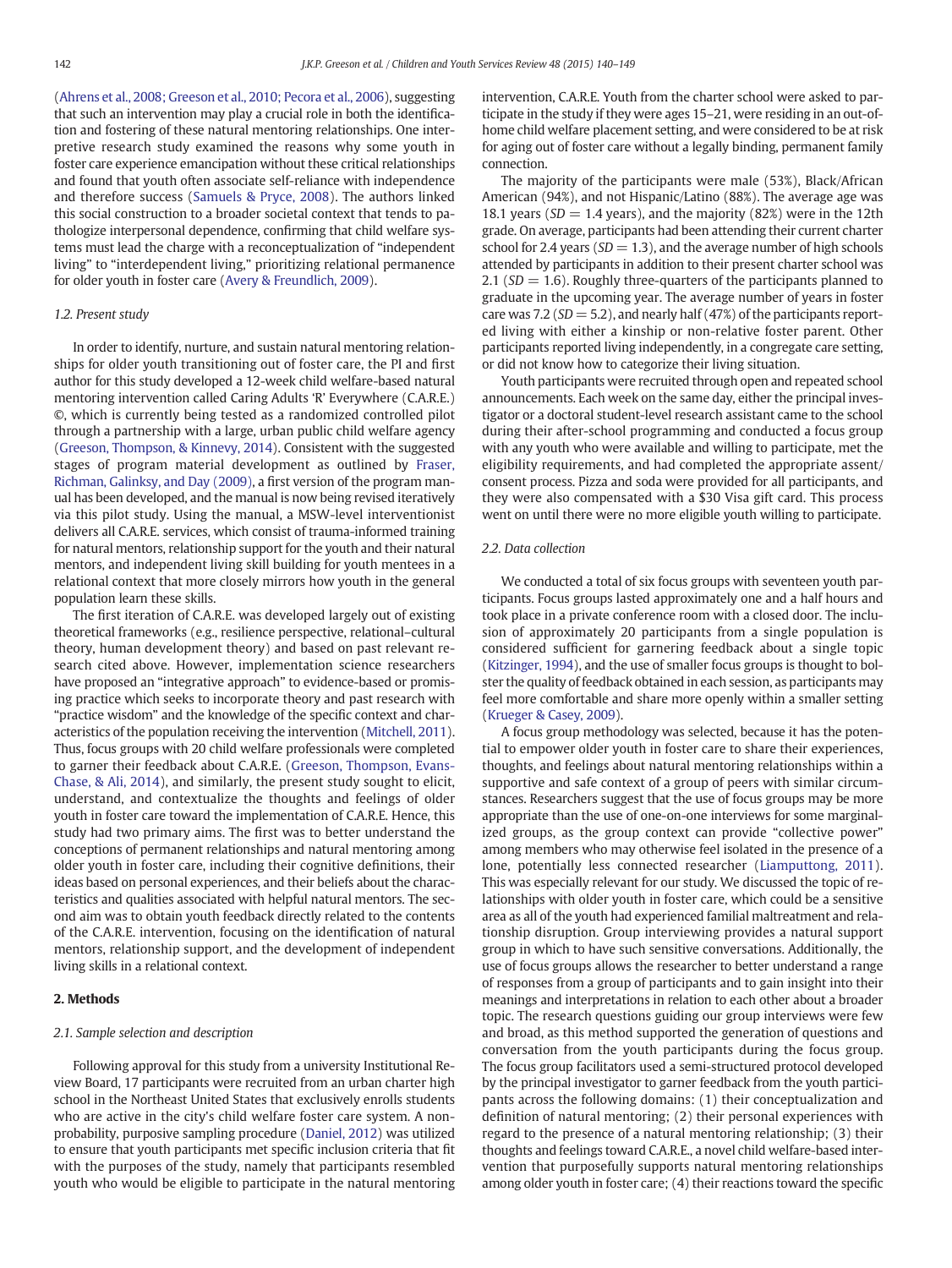(Ahrens et al., 2008; Greeson et al., 2010; Pecora et al., 2006), suggesting that such an intervention may play a crucial role in both the identification and fostering of these natural mentoring relationships. One interpretive research study examined the reasons why some youth in foster care experience emancipation without these critical relationships and found that youth often associate self-reliance with independence and therefore success (Samuels & Pryce, 2008). The authors linked this social construction to a broader societal context that tends to pathologize interpersonal dependence, confirming that child welfare systems must lead the charge with a reconceptualization of "independent living" to "interdependent living," prioritizing relational permanence for older youth in foster care (Avery & Freundlich, 2009).

### 1.2. Present study

In order to identify, nurture, and sustain natural mentoring relationships for older youth transitioning out of foster care, the PI and first author for this study developed a 12-week child welfare-based natural mentoring intervention called Caring Adults 'R' Everywhere (C.A.R.E.) ©, which is currently being tested as a randomized controlled pilot through a partnership with a large, urban public child welfare agency (Greeson, Thompson, & Kinnevy, 2014). Consistent with the suggested stages of program material development as outlined by Fraser, Richman, Galinksy, and Day (2009), a first version of the program manual has been developed, and the manual is now being revised iteratively via this pilot study. Using the manual, a MSW-level interventionist delivers all C.A.R.E. services, which consist of trauma-informed training for natural mentors, relationship support for the youth and their natural mentors, and independent living skill building for youth mentees in a relational context that more closely mirrors how youth in the general population learn these skills.

The first iteration of C.A.R.E. was developed largely out of existing theoretical frameworks (e.g., resilience perspective, relational–cultural theory, human development theory) and based on past relevant research cited above. However, implementation science researchers have proposed an "integrative approach" to evidence-based or promising practice which seeks to incorporate theory and past research with "practice wisdom" and the knowledge of the specific context and characteristics of the population receiving the intervention (Mitchell, 2011). Thus, focus groups with 20 child welfare professionals were completed to garner their feedback about C.A.R.E. (Greeson, Thompson, Evans-Chase, & Ali, 2014), and similarly, the present study sought to elicit, understand, and contextualize the thoughts and feelings of older youth in foster care toward the implementation of C.A.R.E. Hence, this study had two primary aims. The first was to better understand the conceptions of permanent relationships and natural mentoring among older youth in foster care, including their cognitive definitions, their ideas based on personal experiences, and their beliefs about the characteristics and qualities associated with helpful natural mentors. The second aim was to obtain youth feedback directly related to the contents of the C.A.R.E. intervention, focusing on the identification of natural mentors, relationship support, and the development of independent living skills in a relational context.

## 2. Methods

### 2.1. Sample selection and description

Following approval for this study from a university Institutional Review Board, 17 participants were recruited from an urban charter high school in the Northeast United States that exclusively enrolls students who are active in the city's child welfare foster care system. A non-probability, purposive sampling procedure (Daniel, 2012) was utilized to ensure that youth participants met specific inclusion criteria that fit with the purposes of the study, namely that participants resembled youth who would be eligible to participate in the natural mentoring intervention, C.A.R.E. Youth from the charter school were asked to participate in the study if they were ages 15–21, were residing in an out-of-home child welfare placement setting, and were considered to be at risk for aging out of foster care without a legally binding, permanent family connection.

The majority of the participants were male (53%), Black/African American (94%), and not Hispanic/Latino (88%). The average age was 18.1 years ($SD = 1.4$ years), and the majority (82%) were in the 12th grade. On average, participants had been attending their current charter school for 2.4 years ($SD = 1.3$), and the average number of high schools attended by participants in addition to their present charter school was 2.1 ($SD = 1.6$). Roughly three-quarters of the participants planned to graduate in the upcoming year. The average number of years in foster care was 7.2 ($SD = 5.2$), and nearly half (47%) of the participants reported living with either a kinship or non-relative foster parent. Other participants reported living independently, in a congregate care setting, or did not know how to categorize their living situation.

Youth participants were recruited through open and repeated school announcements. Each week on the same day, either the principal investigator or a doctoral student-level research assistant came to the school during their after-school programming and conducted a focus group with any youth who were available and willing to participate, met the eligibility requirements, and had completed the appropriate assent/consent process. Pizza and soda were provided for all participants, and they were also compensated with a \$30 Visa gift card. This process went on until there were no more eligible youth willing to participate.

### 2.2. Data collection

We conducted a total of six focus groups with seventeen youth participants. Focus groups lasted approximately one and a half hours and took place in a private conference room with a closed door. The inclusion of approximately 20 participants from a single population is considered sufficient for garnering feedback about a single topic (Kitzinger, 1994), and the use of smaller focus groups is thought to bolster the quality of feedback obtained in each session, as participants may feel more comfortable and share more openly within a smaller setting (Krueger & Casey, 2009).

A focus group methodology was selected, because it has the potential to empower older youth in foster care to share their experiences, thoughts, and feelings about natural mentoring relationships within a supportive and safe context of a group of peers with similar circumstances. Researchers suggest that the use of focus groups may be more appropriate than the use of one-on-one interviews for some marginalized groups, as the group context can provide "collective power" among members who may otherwise feel isolated in the presence of a lone, potentially less connected researcher (Liamputtong, 2011). This was especially relevant for our study. We discussed the topic of relationships with older youth in foster care, which could be a sensitive area as all of the youth had experienced familial maltreatment and relationship disruption. Group interviewing provides a natural support group in which to have such sensitive conversations. Additionally, the use of focus groups allows the researcher to better understand a range of responses from a group of participants and to gain insight into their meanings and interpretations in relation to each other about a broader topic. The research questions guiding our group interviews were few and broad, as this method supported the generation of questions and conversation from the youth participants during the focus group. The focus group facilitators used a semi-structured protocol developed by the principal investigator to garner feedback from the youth participants across the following domains: (1) their conceptualization and definition of natural mentoring; (2) their personal experiences with regard to the presence of a natural mentoring relationship; (3) their thoughts and feelings toward C.A.R.E., a novel child welfare-based intervention that purposefully supports natural mentoring relationships among older youth in foster care; (4) their reactions toward the specific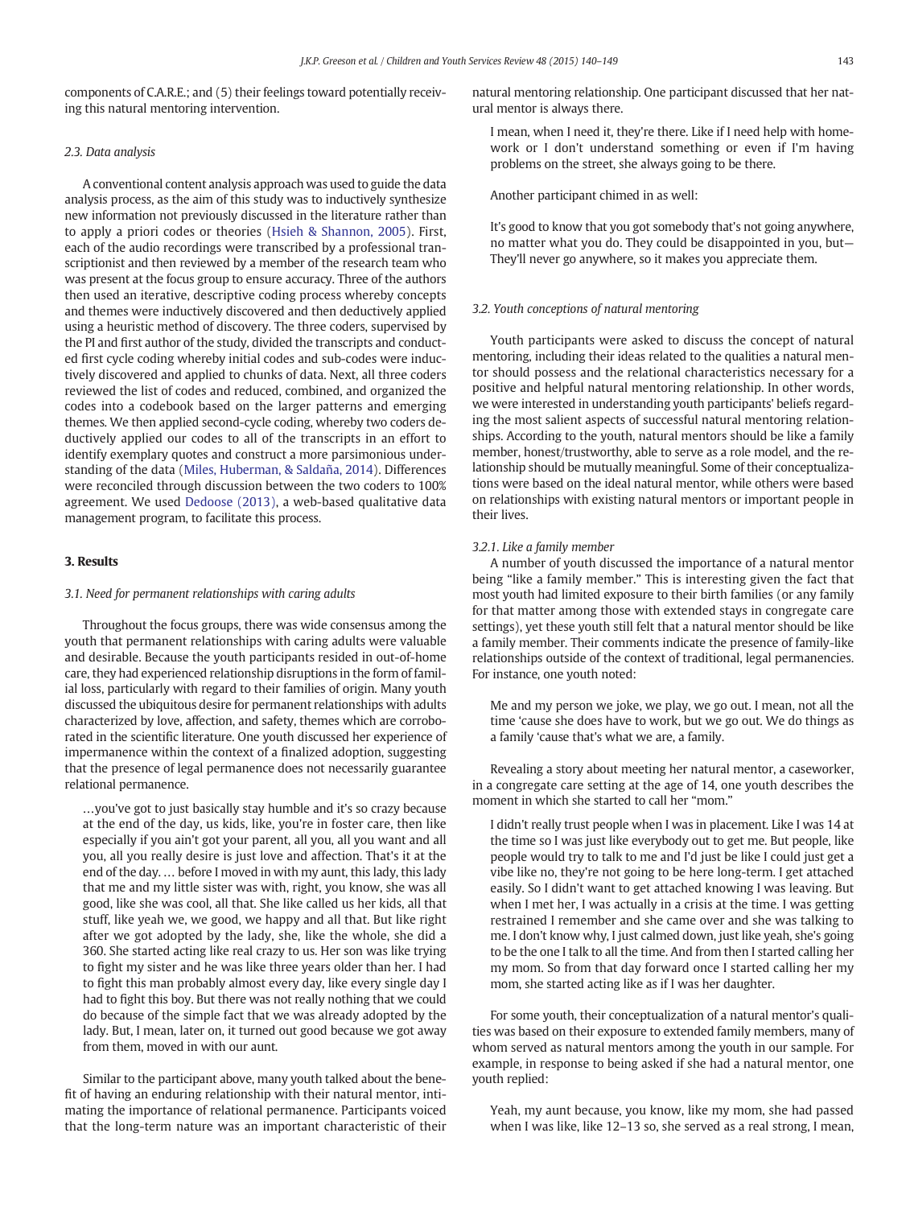components of C.A.R.E.; and (5) their feelings toward potentially receiving this natural mentoring intervention.

### 2.3. Data analysis

A conventional content analysis approach was used to guide the data analysis process, as the aim of this study was to inductively synthesize new information not previously discussed in the literature rather than to apply a priori codes or theories (Hsieh & Shannon, 2005). First, each of the audio recordings was transcribed by a professional transcriptionist and then reviewed by a member of the research team who was present at the focus group to ensure accuracy. Three of the authors then used an iterative, descriptive coding process whereby concepts and themes were inductively discovered and then deductively applied using a heuristic method of discovery. The three coders, supervised by the PI and first author of the study, divided the transcripts and conducted first cycle coding whereby initial codes and sub-codes were inductively discovered and applied to chunks of data. Next, all three coders reviewed the list of codes and reduced, combined, and organized the codes into a codebook based on the larger patterns and emerging themes. We then applied second-cycle coding, whereby two coders deductively applied our codes to all of the transcripts in an effort to identify exemplary quotes and construct a more parsimonious understanding of the data (Miles, Huberman, & Saldaña, 2014). Differences were reconciled through discussion between the two coders to 100% agreement. We used Dedoose (2013), a web-based qualitative data management program, to facilitate this process.

## 3. Results

### 3.1. Need for permanent relationships with caring adults

Throughout the focus groups, there was wide consensus among the youth that permanent relationships with caring adults were valuable and desirable. Because the youth participants resided in out-of-home care, they had experienced relationship disruptions in the form of familial loss, particularly with regard to their families of origin. Many youth discussed the ubiquitous desire for permanent relationships with adults characterized by love, affection, and safety, themes which are corroborated in the scientific literature. One youth discussed her experience of impermanence within the context of a finalized adoption, suggesting that the presence of legal permanence does not necessarily guarantee relational permanence.

> …you've got to just basically stay humble and it's so crazy because at the end of the day, us kids, like, you're in foster care, then like especially if you ain't got your parent, all you, all you want and all you, all you really desire is just love and affection. That's it at the end of the day. … before I moved in with my aunt, this lady, this lady that me and my little sister was with, right, you know, she was all good, like she was cool, all that. She like called us her kids, all that stuff, like yeah we, we good, we happy and all that. But like right after we got adopted by the lady, she, like the whole, she did a 360. She started acting like real crazy to us. Her son was like trying to fight my sister and he was like three years older than her. I had to fight this man probably almost every day, like every single day I had to fight this boy. But there was not really nothing that we could do because of the simple fact that we was already adopted by the lady. But, I mean, later on, it turned out good because we got away from them, moved in with our aunt.

Similar to the participant above, many youth talked about the benefit of having an enduring relationship with their natural mentor, intimating the importance of relational permanence. Participants voiced that the long-term nature was an important characteristic of their natural mentoring relationship. One participant discussed that her natural mentor is always there.

> I mean, when I need it, they're there. Like if I need help with homework or I don't understand something or even if I'm having problems on the street, she always going to be there.

Another participant chimed in as well:

> It's good to know that you got somebody that's not going anywhere, no matter what you do. They could be disappointed in you, but—They'll never go anywhere, so it makes you appreciate them.

### 3.2. Youth conceptions of natural mentoring

Youth participants were asked to discuss the concept of natural mentoring, including their ideas related to the qualities a natural mentor should possess and the relational characteristics necessary for a positive and helpful natural mentoring relationship. In other words, we were interested in understanding youth participants' beliefs regarding the most salient aspects of successful natural mentoring relationships. According to the youth, natural mentors should be like a family member, honest/trustworthy, able to serve as a role model, and the relationship should be mutually meaningful. Some of their conceptualizations were based on the ideal natural mentor, while others were based on relationships with existing natural mentors or important people in their lives.

#### 3.2.1. Like a family member

A number of youth discussed the importance of a natural mentor being "like a family member." This is interesting given the fact that most youth had limited exposure to their birth families (or any family for that matter among those with extended stays in congregate care settings), yet these youth still felt that a natural mentor should be like a family member. Their comments indicate the presence of family-like relationships outside of the context of traditional, legal permanencies. For instance, one youth noted:

> Me and my person we joke, we play, we go out. I mean, not all the time 'cause she does have to work, but we go out. We do things as a family 'cause that's what we are, a family.

Revealing a story about meeting her natural mentor, a caseworker, in a congregate care setting at the age of 14, one youth describes the moment in which she started to call her "mom."

> I didn't really trust people when I was in placement. Like I was 14 at the time so I was just like everybody out to get me. But people, like people would try to talk to me and I'd just be like I could just get a vibe like no, they're not going to be here long-term. I get attached easily. So I didn't want to get attached knowing I was leaving. But when I met her, I was actually in a crisis at the time. I was getting restrained I remember and she came over and she was talking to me. I don't know why, I just calmed down, just like yeah, she's going to be the one I talk to all the time. And from then I started calling her my mom. So from that day forward once I started calling her my mom, she started acting like as if I was her daughter.

For some youth, their conceptualization of a natural mentor's qualities was based on their exposure to extended family members, many of whom served as natural mentors among the youth in our sample. For example, in response to being asked if she had a natural mentor, one youth replied:

> Yeah, my aunt because, you know, like my mom, she had passed when I was like, like 12–13 so, she served as a real strong, I mean,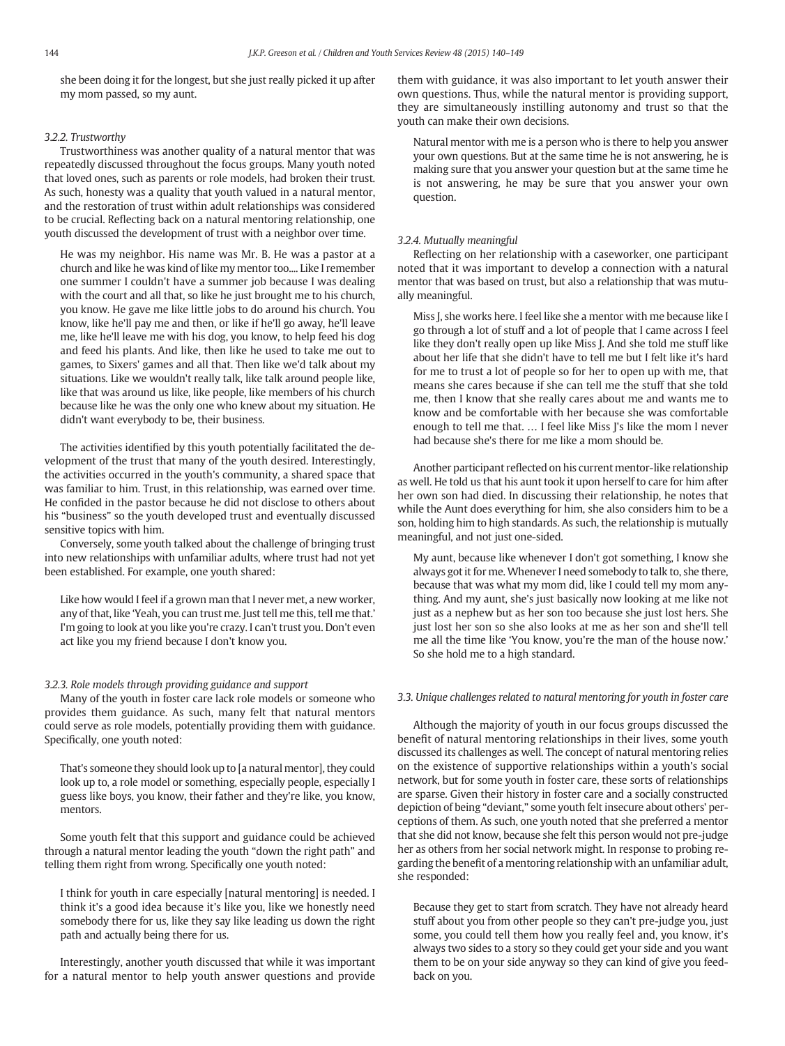she been doing it for the longest, but she just really picked it up after my mom passed, so my aunt.

#### 3.2.2. Trustworthy

Trustworthiness was another quality of a natural mentor that was repeatedly discussed throughout the focus groups. Many youth noted that loved ones, such as parents or role models, had broken their trust. As such, honesty was a quality that youth valued in a natural mentor, and the restoration of trust within adult relationships was considered to be crucial. Reflecting back on a natural mentoring relationship, one youth discussed the development of trust with a neighbor over time.

> He was my neighbor. His name was Mr. B. He was a pastor at a church and like he was kind of like my mentor too.... Like I remember one summer I couldn't have a summer job because I was dealing with the court and all that, so like he just brought me to his church, you know. He gave me like little jobs to do around his church. You know, like he'll pay me and then, or like if he'll go away, he'll leave me, like he'll leave me with his dog, you know, to help feed his dog and feed his plants. And like, then like he used to take me out to games, to Sixers' games and all that. Then like we'd talk about my situations. Like we wouldn't really talk, like talk around people like, like that was around us like, like people, like members of his church because like he was the only one who knew about my situation. He didn't want everybody to be, their business.

The activities identified by this youth potentially facilitated the development of the trust that many of the youth desired. Interestingly, the activities occurred in the youth's community, a shared space that was familiar to him. Trust, in this relationship, was earned over time. He confided in the pastor because he did not disclose to others about his "business" so the youth developed trust and eventually discussed sensitive topics with him.

Conversely, some youth talked about the challenge of bringing trust into new relationships with unfamiliar adults, where trust had not yet been established. For example, one youth shared:

> Like how would I feel if a grown man that I never met, a new worker, any of that, like 'Yeah, you can trust me. Just tell me this, tell me that.' I'm going to look at you like you're crazy. I can't trust you. Don't even act like you my friend because I don't know you.

#### 3.2.3. Role models through providing guidance and support

Many of the youth in foster care lack role models or someone who provides them guidance. As such, many felt that natural mentors could serve as role models, potentially providing them with guidance. Specifically, one youth noted:

> That's someone they should look up to [a natural mentor], they could look up to, a role model or something, especially people, especially I guess like boys, you know, their father and they're like, you know, mentors.

Some youth felt that this support and guidance could be achieved through a natural mentor leading the youth "down the right path" and telling them right from wrong. Specifically one youth noted:

> I think for youth in care especially [natural mentoring] is needed. I think it's a good idea because it's like you, like we honestly need somebody there for us, like they say like leading us down the right path and actually being there for us.

Interestingly, another youth discussed that while it was important for a natural mentor to help youth answer questions and provide them with guidance, it was also important to let youth answer their own questions. Thus, while the natural mentor is providing support, they are simultaneously instilling autonomy and trust so that the youth can make their own decisions.

> Natural mentor with me is a person who is there to help you answer your own questions. But at the same time he is not answering, he is making sure that you answer your question but at the same time he is not answering, he may be sure that you answer your own question.

#### 3.2.4. Mutually meaningful

Reflecting on her relationship with a caseworker, one participant noted that it was important to develop a connection with a natural mentor that was based on trust, but also a relationship that was mutually meaningful.

> Miss J, she works here. I feel like she a mentor with me because like I go through a lot of stuff and a lot of people that I came across I feel like they don't really open up like Miss J. And she told me stuff like about her life that she didn't have to tell me but I felt like it's hard for me to trust a lot of people so for her to open up with me, that means she cares because if she can tell me the stuff that she told me, then I know that she really cares about me and wants me to know and be comfortable with her because she was comfortable enough to tell me that. … I feel like Miss J's like the mom I never had because she's there for me like a mom should be.

Another participant reflected on his current mentor-like relationship as well. He told us that his aunt took it upon herself to care for him after her own son had died. In discussing their relationship, he notes that while the Aunt does everything for him, she also considers him to be a son, holding him to high standards. As such, the relationship is mutually meaningful, and not just one-sided.

> My aunt, because like whenever I don't got something, I know she always got it for me. Whenever I need somebody to talk to, she there, because that was what my mom did, like I could tell my mom anything. And my aunt, she's just basically now looking at me like not just as a nephew but as her son too because she just lost hers. She just lost her son so she also looks at me as her son and she'll tell me all the time like 'You know, you're the man of the house now.' So she hold me to a high standard.

### 3.3. Unique challenges related to natural mentoring for youth in foster care

Although the majority of youth in our focus groups discussed the benefit of natural mentoring relationships in their lives, some youth discussed its challenges as well. The concept of natural mentoring relies on the existence of supportive relationships within a youth's social network, but for some youth in foster care, these sorts of relationships are sparse. Given their history in foster care and a socially constructed depiction of being "deviant," some youth felt insecure about others' perceptions of them. As such, one youth noted that she preferred a mentor that she did not know, because she felt this person would not pre-judge her as others from her social network might. In response to probing regarding the benefit of a mentoring relationship with an unfamiliar adult, she responded:

> Because they get to start from scratch. They have not already heard stuff about you from other people so they can't pre-judge you, just some, you could tell them how you really feel and, you know, it's always two sides to a story so they could get your side and you want them to be on your side anyway so they can kind of give you feedback on you.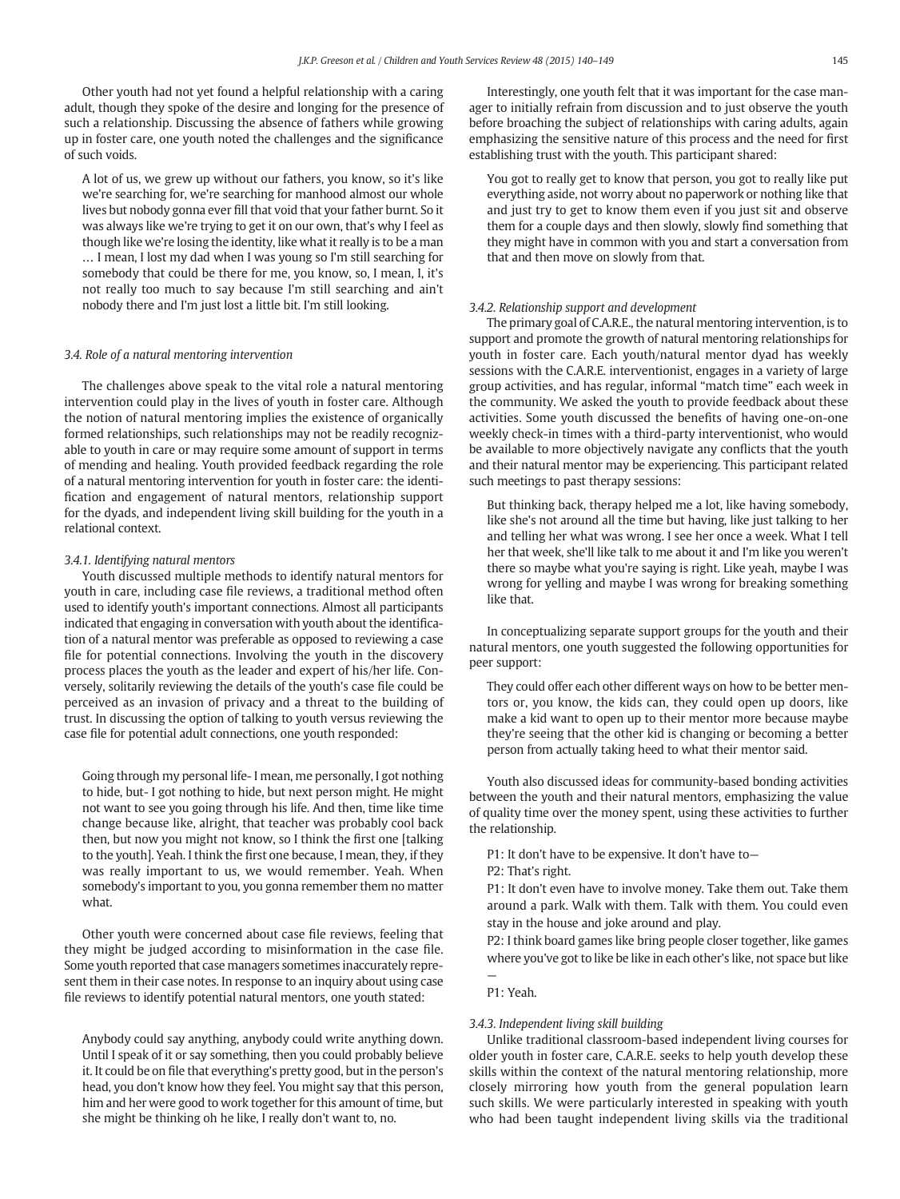Other youth had not yet found a helpful relationship with a caring adult, though they spoke of the desire and longing for the presence of such a relationship. Discussing the absence of fathers while growing up in foster care, one youth noted the challenges and the significance of such voids.

> A lot of us, we grew up without our fathers, you know, so it's like we're searching for, we're searching for manhood almost our whole lives but nobody gonna ever fill that void that your father burnt. So it was always like we're trying to get it on our own, that's why I feel as though like we're losing the identity, like what it really is to be a man … I mean, I lost my dad when I was young so I'm still searching for somebody that could be there for me, you know, so, I mean, I, it's not really too much to say because I'm still searching and ain't nobody there and I'm just lost a little bit. I'm still looking.

### 3.4. Role of a natural mentoring intervention

The challenges above speak to the vital role a natural mentoring intervention could play in the lives of youth in foster care. Although the notion of natural mentoring implies the existence of organically formed relationships, such relationships may not be readily recognizable to youth in care or may require some amount of support in terms of mending and healing. Youth provided feedback regarding the role of a natural mentoring intervention for youth in foster care: the identification and engagement of natural mentors, relationship support for the dyads, and independent living skill building for the youth in a relational context.

#### 3.4.1. Identifying natural mentors

Youth discussed multiple methods to identify natural mentors for youth in care, including case file reviews, a traditional method often used to identify youth's important connections. Almost all participants indicated that engaging in conversation with youth about the identification of a natural mentor was preferable as opposed to reviewing a case file for potential connections. Involving the youth in the discovery process places the youth as the leader and expert of his/her life. Conversely, solitarily reviewing the details of the youth's case file could be perceived as an invasion of privacy and a threat to the building of trust. In discussing the option of talking to youth versus reviewing the case file for potential adult connections, one youth responded:

> Going through my personal life- I mean, me personally, I got nothing to hide, but- I got nothing to hide, but next person might. He might not want to see you going through his life. And then, time like time change because like, alright, that teacher was probably cool back then, but now you might not know, so I think the first one [talking to the youth]. Yeah. I think the first one because, I mean, they, if they was really important to us, we would remember. Yeah. When somebody's important to you, you gonna remember them no matter what.

Other youth were concerned about case file reviews, feeling that they might be judged according to misinformation in the case file. Some youth reported that case managers sometimes inaccurately represent them in their case notes. In response to an inquiry about using case file reviews to identify potential natural mentors, one youth stated:

> Anybody could say anything, anybody could write anything down. Until I speak of it or say something, then you could probably believe it. It could be on file that everything's pretty good, but in the person's head, you don't know how they feel. You might say that this person, him and her were good to work together for this amount of time, but she might be thinking oh he like, I really don't want to, no.

Interestingly, one youth felt that it was important for the case manager to initially refrain from discussion and to just observe the youth before broaching the subject of relationships with caring adults, again emphasizing the sensitive nature of this process and the need for first establishing trust with the youth. This participant shared:

> You got to really get to know that person, you got to really like put everything aside, not worry about no paperwork or nothing like that and just try to get to know them even if you just sit and observe them for a couple days and then slowly, slowly find something that they might have in common with you and start a conversation from that and then move on slowly from that.

#### 3.4.2. Relationship support and development

The primary goal of C.A.R.E., the natural mentoring intervention, is to support and promote the growth of natural mentoring relationships for youth in foster care. Each youth/natural mentor dyad has weekly sessions with the C.A.R.E. interventionist, engages in a variety of large group activities, and has regular, informal "match time" each week in the community. We asked the youth to provide feedback about these activities. Some youth discussed the benefits of having one-on-one weekly check-in times with a third-party interventionist, who would be available to more objectively navigate any conflicts that the youth and their natural mentor may be experiencing. This participant related such meetings to past therapy sessions:

> But thinking back, therapy helped me a lot, like having somebody, like she's not around all the time but having, like just talking to her and telling her what was wrong. I see her once a week. What I tell her that week, she'll like talk to me about it and I'm like you weren't there so maybe what you're saying is right. Like yeah, maybe I was wrong for yelling and maybe I was wrong for breaking something like that.

In conceptualizing separate support groups for the youth and their natural mentors, one youth suggested the following opportunities for peer support:

> They could offer each other different ways on how to be better mentors or, you know, the kids can, they could open up doors, like make a kid want to open up to their mentor more because maybe they're seeing that the other kid is changing or becoming a better person from actually taking heed to what their mentor said.

Youth also discussed ideas for community-based bonding activities between the youth and their natural mentors, emphasizing the value of quality time over the money spent, using these activities to further the relationship.

> P1: It don't have to be expensive. It don't have to—
>
> P2: That's right.
>
> P1: It don't even have to involve money. Take them out. Take them around a park. Walk with them. Talk with them. You could even stay in the house and joke around and play.
>
> P2: I think board games like bring people closer together, like games where you've got to like be like in each other's like, not space but like —
>
> P1: Yeah.

#### 3.4.3. Independent living skill building

Unlike traditional classroom-based independent living courses for older youth in foster care, C.A.R.E. seeks to help youth develop these skills within the context of the natural mentoring relationship, more closely mirroring how youth from the general population learn such skills. We were particularly interested in speaking with youth who had been taught independent living skills via the traditional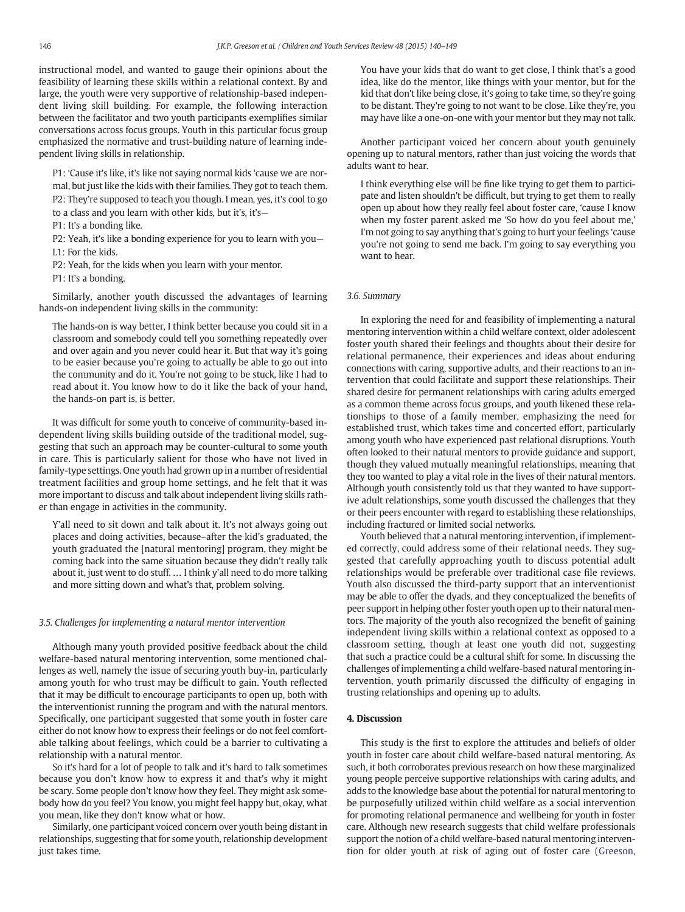instructional model, and wanted to gauge their opinions about the feasibility of learning these skills within a relational context. By and large, the youth were very supportive of relationship-based independent living skill building. For example, the following interaction between the facilitator and two youth participants exemplifies similar conversations across focus groups. Youth in this particular focus group emphasized the normative and trust-building nature of learning independent living skills in relationship.

> P1: 'Cause it's like, it's like not saying normal kids 'cause we are normal, but just like the kids with their families. They got to teach them.
> P2: They're supposed to teach you though. I mean, yes, it's cool to go to a class and you learn with other kids, but it's, it's—
> P1: It's a bonding like.
> P2: Yeah, it's like a bonding experience for you to learn with you—
> L1: For the kids.
> P2: Yeah, for the kids when you learn with your mentor.
> P1: It's a bonding.

Similarly, another youth discussed the advantages of learning hands-on independent living skills in the community:

> The hands-on is way better, I think better because you could sit in a classroom and somebody could tell you something repeatedly over and over again and you never could hear it. But that way it's going to be easier because you're going to actually be able to go out into the community and do it. You're not going to be stuck, like I had to read about it. You know how to do it like the back of your hand, the hands-on part is, is better.

It was difficult for some youth to conceive of community-based independent living skills building outside of the traditional model, suggesting that such an approach may be counter-cultural to some youth in care. This is particularly salient for those who have not lived in family-type settings. One youth had grown up in a number of residential treatment facilities and group home settings, and he felt that it was more important to discuss and talk about independent living skills rather than engage in activities in the community.

> Y'all need to sit down and talk about it. It's not always going out places and doing activities, because–after the kid's graduated, the youth graduated the [natural mentoring] program, they might be coming back into the same situation because they didn't really talk about it, just went to do stuff. … I think y'all need to do more talking and more sitting down and what's that, problem solving.

### 3.5. Challenges for implementing a natural mentor intervention

Although many youth provided positive feedback about the child welfare-based natural mentoring intervention, some mentioned challenges as well, namely the issue of securing youth buy-in, particularly among youth for whom trust may be difficult to gain. Youth reflected that it may be difficult to encourage participants to open up, both with the interventionist running the program and with the natural mentors. Specifically, one participant suggested that some youth in foster care either do not know how to express their feelings or do not feel comfortable talking about feelings, which could be a barrier to cultivating a relationship with a natural mentor.

> So it's hard for a lot of people to talk and it's hard to talk sometimes because you don't know how to express it and that's why it might be scary. Some people don't know how they feel. They might ask somebody how do you feel? You know, you might feel happy but, okay, what you mean, like they don't know what or how.

Similarly, one participant voiced concern over youth being distant in relationships, suggesting that for some youth, relationship development just takes time.

> You have your kids that do want to get close, I think that's a good idea, like do the mentor, like things with your mentor, but for the kid that don't like being close, it's going to take time, so they're going to be distant. They're going to not want to be close. Like they're, you may have like a one-on-one with your mentor but they may not talk.

Another participant voiced her concern about youth genuinely opening up to natural mentors, rather than just voicing the words that adults want to hear.

> I think everything else will be fine like trying to get them to participate and listen shouldn't be difficult, but trying to get them to really open up about how they really feel about foster care, 'cause I know when my foster parent asked me 'So how do you feel about me,' I'm not going to say anything that's going to hurt your feelings 'cause you're not going to send me back. I'm going to say everything you want to hear.

### 3.6. Summary

In exploring the need for and feasibility of implementing a natural mentoring intervention within a child welfare context, older adolescent foster youth shared their feelings and thoughts about their desire for relational permanence, their experiences and ideas about enduring connections with caring, supportive adults, and their reactions to an intervention that could facilitate and support these relationships. Their shared desire for permanent relationships with caring adults emerged as a common theme across focus groups, and youth likened these relationships to those of a family member, emphasizing the need for established trust, which takes time and concerted effort, particularly among youth who have experienced past relational disruptions. Youth often looked to their natural mentors to provide guidance and support, though they valued mutually meaningful relationships, meaning that they too wanted to play a vital role in the lives of their natural mentors. Although youth consistently told us that they wanted to have supportive adult relationships, some youth discussed the challenges that they or their peers encounter with regard to establishing these relationships, including fractured or limited social networks.

Youth believed that a natural mentoring intervention, if implemented correctly, could address some of their relational needs. They suggested that carefully approaching youth to discuss potential adult relationships would be preferable over traditional case file reviews. Youth also discussed the third-party support that an interventionist may be able to offer the dyads, and they conceptualized the benefits of peer support in helping other foster youth open up to their natural mentors. The majority of the youth also recognized the benefit of gaining independent living skills within a relational context as opposed to a classroom setting, though at least one youth did not, suggesting that such a practice could be a cultural shift for some. In discussing the challenges of implementing a child welfare-based natural mentoring intervention, youth primarily discussed the difficulty of engaging in trusting relationships and opening up to adults.

## 4. Discussion

This study is the first to explore the attitudes and beliefs of older youth in foster care about child welfare-based natural mentoring. As such, it both corroborates previous research on how these marginalized young people perceive supportive relationships with caring adults, and adds to the knowledge base about the potential for natural mentoring to be purposefully utilized within child welfare as a social intervention for promoting relational permanence and wellbeing for youth in foster care. Although new research suggests that child welfare professionals support the notion of a child welfare-based natural mentoring intervention for older youth at risk of aging out of foster care (Greeson,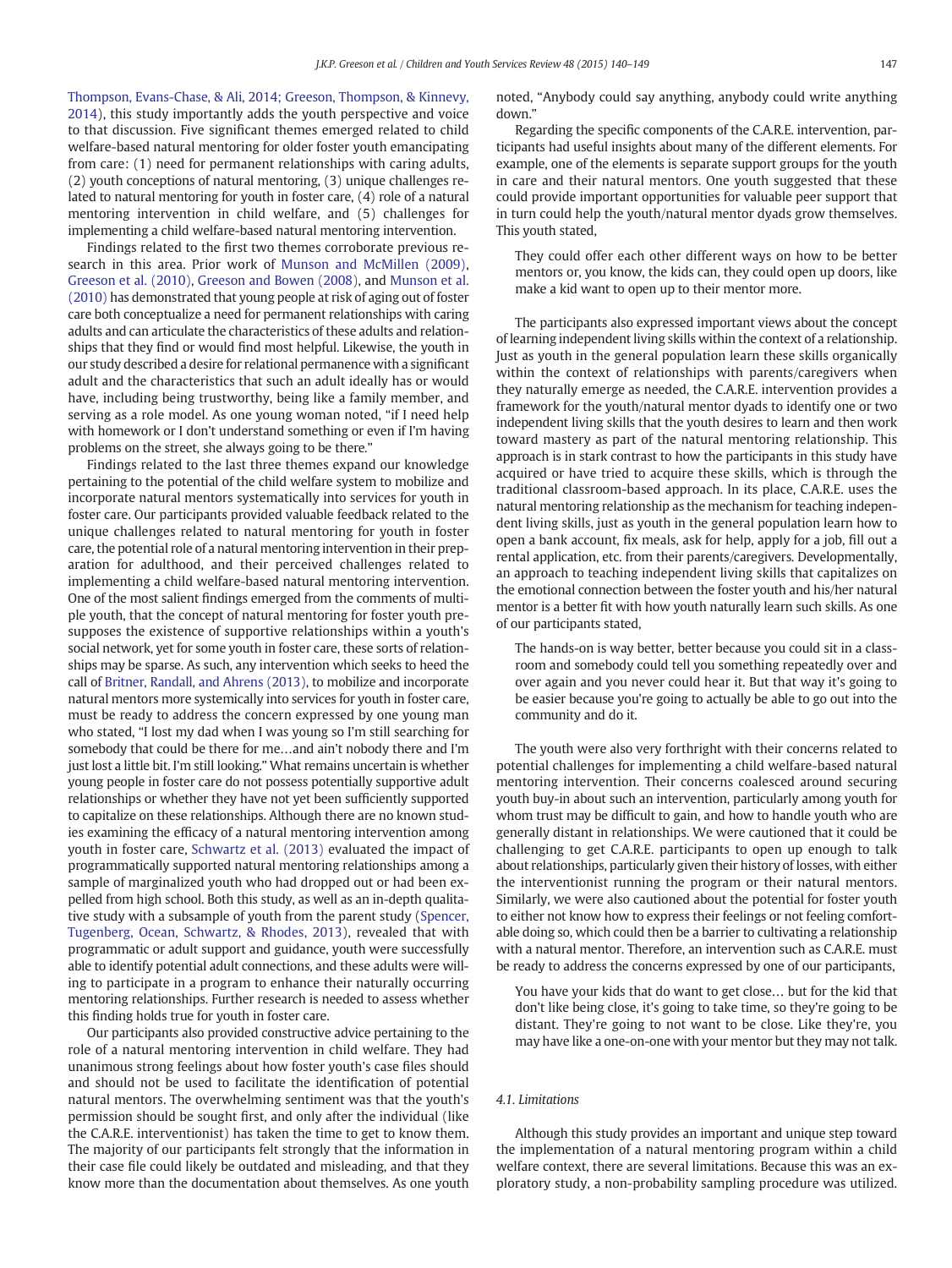Thompson, Evans-Chase, & Ali, 2014; Greeson, Thompson, & Kinnevy, 2014), this study importantly adds the youth perspective and voice to that discussion. Five significant themes emerged related to child welfare-based natural mentoring for older foster youth emancipating from care: (1) need for permanent relationships with caring adults, (2) youth conceptions of natural mentoring, (3) unique challenges related to natural mentoring for youth in foster care, (4) role of a natural mentoring intervention in child welfare, and (5) challenges for implementing a child welfare-based natural mentoring intervention.

Findings related to the first two themes corroborate previous research in this area. Prior work of Munson and McMillen (2009), Greeson et al. (2010), Greeson and Bowen (2008), and Munson et al. (2010) has demonstrated that young people at risk of aging out of foster care both conceptualize a need for permanent relationships with caring adults and can articulate the characteristics of these adults and relationships that they find or would find most helpful. Likewise, the youth in our study described a desire for relational permanence with a significant adult and the characteristics that such an adult ideally has or would have, including being trustworthy, being like a family member, and serving as a role model. As one young woman noted, "if I need help with homework or I don't understand something or even if I'm having problems on the street, she always going to be there."

Findings related to the last three themes expand our knowledge pertaining to the potential of the child welfare system to mobilize and incorporate natural mentors systematically into services for youth in foster care. Our participants provided valuable feedback related to the unique challenges related to natural mentoring for youth in foster care, the potential role of a natural mentoring intervention in their preparation for adulthood, and their perceived challenges related to implementing a child welfare-based natural mentoring intervention. One of the most salient findings emerged from the comments of multiple youth, that the concept of natural mentoring for foster youth presupposes the existence of supportive relationships within a youth's social network, yet for some youth in foster care, these sorts of relationships may be sparse. As such, any intervention which seeks to heed the call of Britner, Randall, and Ahrens (2013), to mobilize and incorporate natural mentors more systemically into services for youth in foster care, must be ready to address the concern expressed by one young man who stated, "I lost my dad when I was young so I'm still searching for somebody that could be there for me…and ain't nobody there and I'm just lost a little bit. I'm still looking." What remains uncertain is whether young people in foster care do not possess potentially supportive adult relationships or whether they have not yet been sufficiently supported to capitalize on these relationships. Although there are no known studies examining the efficacy of a natural mentoring intervention among youth in foster care, Schwartz et al. (2013) evaluated the impact of programmatically supported natural mentoring relationships among a sample of marginalized youth who had dropped out or had been expelled from high school. Both this study, as well as an in-depth qualitative study with a subsample of youth from the parent study (Spencer, Tugenberg, Ocean, Schwartz, & Rhodes, 2013), revealed that with programmatic or adult support and guidance, youth were successfully able to identify potential adult connections, and these adults were willing to participate in a program to enhance their naturally occurring mentoring relationships. Further research is needed to assess whether this finding holds true for youth in foster care.

Our participants also provided constructive advice pertaining to the role of a natural mentoring intervention in child welfare. They had unanimous strong feelings about how foster youth's case files should and should not be used to facilitate the identification of potential natural mentors. The overwhelming sentiment was that the youth's permission should be sought first, and only after the individual (like the C.A.R.E. interventionist) has taken the time to get to know them. The majority of our participants felt strongly that the information in their case file could likely be outdated and misleading, and that they know more than the documentation about themselves. As one youth noted, "Anybody could say anything, anybody could write anything down."

Regarding the specific components of the C.A.R.E. intervention, participants had useful insights about many of the different elements. For example, one of the elements is separate support groups for the youth in care and their natural mentors. One youth suggested that these could provide important opportunities for valuable peer support that in turn could help the youth/natural mentor dyads grow themselves. This youth stated,

> They could offer each other different ways on how to be better mentors or, you know, the kids can, they could open up doors, like make a kid want to open up to their mentor more.

The participants also expressed important views about the concept of learning independent living skills within the context of a relationship. Just as youth in the general population learn these skills organically within the context of relationships with parents/caregivers when they naturally emerge as needed, the C.A.R.E. intervention provides a framework for the youth/natural mentor dyads to identify one or two independent living skills that the youth desires to learn and then work toward mastery as part of the natural mentoring relationship. This approach is in stark contrast to how the participants in this study have acquired or have tried to acquire these skills, which is through the traditional classroom-based approach. In its place, C.A.R.E. uses the natural mentoring relationship as the mechanism for teaching independent living skills, just as youth in the general population learn how to open a bank account, fix meals, ask for help, apply for a job, fill out a rental application, etc. from their parents/caregivers. Developmentally, an approach to teaching independent living skills that capitalizes on the emotional connection between the foster youth and his/her natural mentor is a better fit with how youth naturally learn such skills. As one of our participants stated,

> The hands-on is way better, better because you could sit in a classroom and somebody could tell you something repeatedly over and over again and you never could hear it. But that way it's going to be easier because you're going to actually be able to go out into the community and do it.

The youth were also very forthright with their concerns related to potential challenges for implementing a child welfare-based natural mentoring intervention. Their concerns coalesced around securing youth buy-in about such an intervention, particularly among youth for whom trust may be difficult to gain, and how to handle youth who are generally distant in relationships. We were cautioned that it could be challenging to get C.A.R.E. participants to open up enough to talk about relationships, particularly given their history of losses, with either the interventionist running the program or their natural mentors. Similarly, we were also cautioned about the potential for foster youth to either not know how to express their feelings or not feeling comfortable doing so, which could then be a barrier to cultivating a relationship with a natural mentor. Therefore, an intervention such as C.A.R.E. must be ready to address the concerns expressed by one of our participants,

> You have your kids that do want to get close… but for the kid that don't like being close, it's going to take time, so they're going to be distant. They're going to not want to be close. Like they're, you may have like a one-on-one with your mentor but they may not talk.

### 4.1. Limitations

Although this study provides an important and unique step toward the implementation of a natural mentoring program within a child welfare context, there are several limitations. Because this was an exploratory study, a non-probability sampling procedure was utilized.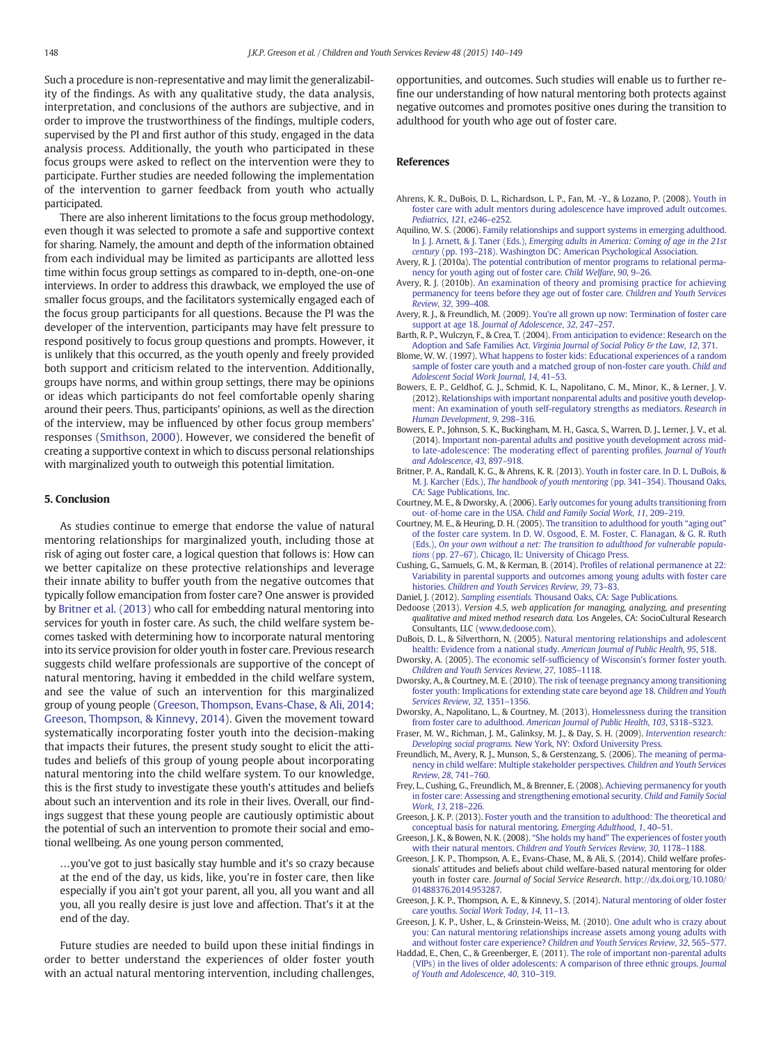Such a procedure is non-representative and may limit the generalizability of the findings. As with any qualitative study, the data analysis, interpretation, and conclusions of the authors are subjective, and in order to improve the trustworthiness of the findings, multiple coders, supervised by the PI and first author of this study, engaged in the data analysis process. Additionally, the youth who participated in these focus groups were asked to reflect on the intervention were they to participate. Further studies are needed following the implementation of the intervention to garner feedback from youth who actually participated.

There are also inherent limitations to the focus group methodology, even though it was selected to promote a safe and supportive context for sharing. Namely, the amount and depth of the information obtained from each individual may be limited as participants are allotted less time within focus group settings as compared to in-depth, one-on-one interviews. In order to address this drawback, we employed the use of smaller focus groups, and the facilitators systemically engaged each of the focus group participants for all questions. Because the PI was the developer of the intervention, participants may have felt pressure to respond positively to focus group questions and prompts. However, it is unlikely that this occurred, as the youth openly and freely provided both support and criticism related to the intervention. Additionally, groups have norms, and within group settings, there may be opinions or ideas which participants do not feel comfortable openly sharing around their peers. Thus, participants' opinions, as well as the direction of the interview, may be influenced by other focus group members' responses (Smithson, 2000). However, we considered the benefit of creating a supportive context in which to discuss personal relationships with marginalized youth to outweigh this potential limitation.

## 5. Conclusion

As studies continue to emerge that endorse the value of natural mentoring relationships for marginalized youth, including those at risk of aging out foster care, a logical question that follows is: How can we better capitalize on these protective relationships and leverage their innate ability to buffer youth from the negative outcomes that typically follow emancipation from foster care? One answer is provided by Britner et al. (2013) who call for embedding natural mentoring into services for youth in foster care. As such, the child welfare system becomes tasked with determining how to incorporate natural mentoring into its service provision for older youth in foster care. Previous research suggests child welfare professionals are supportive of the concept of natural mentoring, having it embedded in the child welfare system, and see the value of such an intervention for this marginalized group of young people (Greeson, Thompson, Evans-Chase, & Ali, 2014; Greeson, Thompson, & Kinnevy, 2014). Given the movement toward systematically incorporating foster youth into the decision-making that impacts their futures, the present study sought to elicit the attitudes and beliefs of this group of young people about incorporating natural mentoring into the child welfare system. To our knowledge, this is the first study to investigate these youth's attitudes and beliefs about such an intervention and its role in their lives. Overall, our findings suggest that these young people are cautiously optimistic about the potential of such an intervention to promote their social and emotional wellbeing. As one young person commented,

> …you've got to just basically stay humble and it's so crazy because at the end of the day, us kids, like, you're in foster care, then like especially if you ain't got your parent, all you, all you want and all you, all you really desire is just love and affection. That's it at the end of the day.

Future studies are needed to build upon these initial findings in order to better understand the experiences of older foster youth with an actual natural mentoring intervention, including challenges, opportunities, and outcomes. Such studies will enable us to further refine our understanding of how natural mentoring both protects against negative outcomes and promotes positive ones during the transition to adulthood for youth who age out of foster care.

## References

Ahrens, K. R., DuBois, D. L., Richardson, L. P., Fan, M. -Y., & Lozano, P. (2008). Youth in foster care with adult mentors during adolescence have improved adult outcomes. *Pediatrics*, *121*, e246–e252.

Aquilino, W. S. (2006). Family relationships and support systems in emerging adulthood. In J. J. Arnett, & J. Taner (Eds.), *Emerging adults in America: Coming of age in the 21st century* (pp. 193–218). Washington DC: American Psychological Association.

Avery, R. J. (2010a). The potential contribution of mentor programs to relational permanency for youth aging out of foster care. *Child Welfare*, *90*, 9–26.

Avery, R. J. (2010b). An examination of theory and promising practice for achieving permanency for teens before they age out of foster care. *Children and Youth Services Review*, *32*, 399–408.

Avery, R. J., & Freundlich, M. (2009). You're all grown up now: Termination of foster care support at age 18. *Journal of Adolescence*, *32*, 247–257.

Barth, R. P., Wulczyn, F., & Crea, T. (2004). From anticipation to evidence: Research on the Adoption and Safe Families Act. *Virginia Journal of Social Policy & the Law*, *12*, 371.

Blome, W. W. (1997). What happens to foster kids: Educational experiences of a random sample of foster care youth and a matched group of non-foster care youth. *Child and Adolescent Social Work Journal*, *14*, 41–53.

Bowers, E. P., Geldhof, G. J., Schmid, K. L., Napolitano, C. M., Minor, K., & Lerner, J. V. (2012). Relationships with important nonparental adults and positive youth development: An examination of youth self-regulatory strengths as mediators. *Research in Human Development*, *9*, 298–316.

Bowers, E. P., Johnson, S. K., Buckingham, M. H., Gasca, S., Warren, D. J., Lerner, J. V., et al. (2014). Important non-parental adults and positive youth development across mid- to late-adolescence: The moderating effect of parenting profiles. *Journal of Youth and Adolescence*, *43*, 897–918.

Britner, P. A., Randall, K. G., & Ahrens, K. R. (2013). Youth in foster care. In D. L. DuBois, & M. J. Karcher (Eds.), *The handbook of youth mentoring* (pp. 341–354). Thousand Oaks, CA: Sage Publications, Inc.

Courtney, M. E., & Dworsky, A. (2006). Early outcomes for young adults transitioning from out- of-home care in the USA. *Child and Family Social Work*, *11*, 209–219.

Courtney, M. E., & Heuring, D. H. (2005). The transition to adulthood for youth "aging out" of the foster care system. In D. W. Osgood, E. M. Foster, C. Flanagan, & G. R. Ruth (Eds.), *On your own without a net: The transition to adulthood for vulnerable populations* (pp. 27–67). Chicago, IL: University of Chicago Press.

Cushing, G., Samuels, G. M., & Kerman, B. (2014). Profiles of relational permanence at 22: Variability in parental supports and outcomes among young adults with foster care histories. *Children and Youth Services Review*, *39*, 73–83.

Daniel, J. (2012). *Sampling essentials.* Thousand Oaks, CA: Sage Publications.

Dedoose (2013). *Version 4.5, web application for managing, analyzing, and presenting qualitative and mixed method research data.* Los Angeles, CA: SocioCultural Research Consultants, LLC (www.dedoose.com).

DuBois, D. L., & Silverthorn, N. (2005). Natural mentoring relationships and adolescent health: Evidence from a national study. *American Journal of Public Health*, *95*, 518.

Dworsky, A. (2005). The economic self-sufficiency of Wisconsin's former foster youth. *Children and Youth Services Review*, *27*, 1085–1118.

Dworsky, A., & Courtney, M. E. (2010). The risk of teenage pregnancy among transitioning foster youth: Implications for extending state care beyond age 18. *Children and Youth Services Review*, *32*, 1351–1356.

Dworsky, A., Napolitano, L., & Courtney, M. (2013). Homelessness during the transition from foster care to adulthood. *American Journal of Public Health*, *103*, S318–S323.

Fraser, M. W., Richman, J. M., Galinksy, M. J., & Day, S. H. (2009). *Intervention research: Developing social programs.* New York, NY: Oxford University Press.

Freundlich, M., Avery, R. J., Munson, S., & Gerstenzang, S. (2006). The meaning of permanency in child welfare: Multiple stakeholder perspectives. *Children and Youth Services Review*, *28*, 741–760.

Frey, L., Cushing, G., Freundlich, M., & Brenner, E. (2008). Achieving permanency for youth in foster care: Assessing and strengthening emotional security. *Child and Family Social Work*, *13*, 218–226.

Greeson, J. K. P. (2013). Foster youth and the transition to adulthood: The theoretical and conceptual basis for natural mentoring. *Emerging Adulthood*, *1*, 40–51.

Greeson, J. K., & Bowen, N. K. (2008). "She holds my hand" The experiences of foster youth with their natural mentors. *Children and Youth Services Review*, *30*, 1178–1188.

Greeson, J. K. P., Thompson, A. E., Evans-Chase, M., & Ali, S. (2014). Child welfare professionals' attitudes and beliefs about child welfare-based natural mentoring for older youth in foster care. *Journal of Social Service Research*. http://dx.doi.org/10.1080/01488376.2014.953287.

Greeson, J. K. P., Thompson, A. E., & Kinnevy, S. (2014). Natural mentoring of older foster care youths. *Social Work Today*, *14*, 11–13.

Greeson, J. K. P., Usher, L., & Grinstein-Weiss, M. (2010). One adult who is crazy about you: Can natural mentoring relationships increase assets among young adults with and without foster care experience? *Children and Youth Services Review*, *32*, 565–577.

Haddad, E., Chen, C., & Greenberger, E. (2011). The role of important non-parental adults (VIPs) in the lives of older adolescents: A comparison of three ethnic groups. *Journal of Youth and Adolescence*, *40*, 310–319.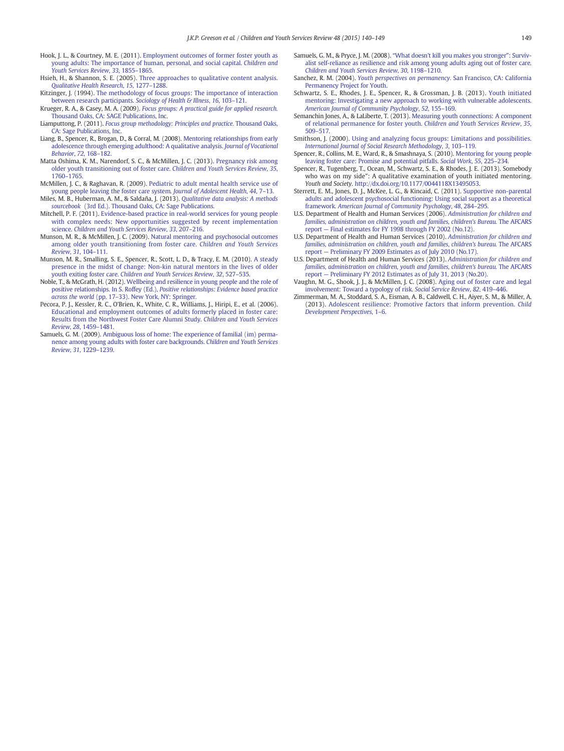Hook, J. L., & Courtney, M. E. (2011). Employment outcomes of former foster youth as young adults: The importance of human, personal, and social capital. *Children and Youth Services Review*, *33*, 1855–1865.

Hsieh, H., & Shannon, S. E. (2005). Three approaches to qualitative content analysis. *Qualitative Health Research*, *15*, 1277–1288.

Kitzinger, J. (1994). The methodology of focus groups: The importance of interaction between research participants. *Sociology of Health & Illness*, *16*, 103–121.

Krueger, R. A., & Casey, M. A. (2009). *Focus groups: A practical guide for applied research*. Thousand Oaks, CA: SAGE Publications, Inc.

Liamputtong, P. (2011). *Focus group methodology: Principles and practice*. Thousand Oaks, CA: Sage Publications, Inc.

Liang, B., Spencer, R., Brogan, D., & Corral, M. (2008). Mentoring relationships from early adolescence through emerging adulthood: A qualitative analysis. *Journal of Vocational Behavior*, *72*, 168–182.

Matta Oshima, K. M., Narendorf, S. C., & McMillen, J. C. (2013). Pregnancy risk among older youth transitioning out of foster care. *Children and Youth Services Review*, *35*, 1760–1765.

McMillen, J. C., & Raghavan, R. (2009). Pediatric to adult mental health service use of young people leaving the foster care system. *Journal of Adolescent Health*, *44*, 7–13.

Miles, M. B., Huberman, A. M., & Saldaña, J. (2013). *Qualitative data analysis: A methods sourcebook* (3rd Ed.). Thousand Oaks, CA: Sage Publications.

Mitchell, P. F. (2011). Evidence-based practice in real-world services for young people with complex needs: New opportunities suggested by recent implementation science. *Children and Youth Services Review*, *33*, 207–216.

Munson, M. R., & McMillen, J. C. (2009). Natural mentoring and psychosocial outcomes among older youth transitioning from foster care. *Children and Youth Services Review*, *31*, 104–111.

Munson, M. R., Smalling, S. E., Spencer, R., Scott, L. D., & Tracy, E. M. (2010). A steady presence in the midst of change: Non-kin natural mentors in the lives of older youth exiting foster care. *Children and Youth Services Review*, *32*, 527–535.

Noble, T., & McGrath, H. (2012). Wellbeing and resilience in young people and the role of positive relationships. In S. Roffey (Ed.), *Positive relationships: Evidence based practice across the world* (pp. 17–33). New York, NY: Springer.

Pecora, P. J., Kessler, R. C., O'Brien, K., White, C. R., Williams, J., Hiripi, E., et al. (2006). Educational and employment outcomes of adults formerly placed in foster care: Results from the Northwest Foster Care Alumni Study. *Children and Youth Services Review*, *28*, 1459–1481.

Samuels, G. M. (2009). Ambiguous loss of home: The experience of familial (im) permanence among young adults with foster care backgrounds. *Children and Youth Services Review*, *31*, 1229–1239.

Samuels, G. M., & Pryce, J. M. (2008). "What doesn't kill you makes you stronger": Survivalist self-reliance as resilience and risk among young adults aging out of foster care. *Children and Youth Services Review*, *30*, 1198–1210.

Sanchez, R. M. (2004). *Youth perspectives on permanency*. San Francisco, CA: California Permanency Project for Youth.

Schwartz, S. E., Rhodes, J. E., Spencer, R., & Grossman, J. B. (2013). Youth initiated mentoring: Investigating a new approach to working with vulnerable adolescents. *American Journal of Community Psychology*, *52*, 155–169.

Semanchin Jones, A., & LaLiberte, T. (2013). Measuring youth connections: A component of relational permanence for foster youth. *Children and Youth Services Review*, *35*, 509–517.

Smithson, J. (2000). Using and analyzing focus groups: Limitations and possibilities. *International Journal of Social Research Methodology*, *3*, 103–119.

Spencer, R., Collins, M. E., Ward, R., & Smashnaya, S. (2010). Mentoring for young people leaving foster care: Promise and potential pitfalls. *Social Work*, *55*, 225–234.

Spencer, R., Tugenberg, T., Ocean, M., Schwartz, S. E., & Rhodes, J. E. (2013). Somebody who was on my side": A qualitative examination of youth initiated mentoring. *Youth and Society*. http://dx.doi.org/10.1177/0044118X13495053.

Sterrett, E. M., Jones, D. J., McKee, L. G., & Kincaid, C. (2011). Supportive non-parental adults and adolescent psychosocial functioning: Using social support as a theoretical framework. *American Journal of Community Psychology*, *48*, 284–295.

U.S. Department of Health and Human Services (2006). *Administration for children and families, administration on children, youth and families, children's Bureau*. The AFCARS report — Final estimates for FY 1998 through FY 2002 (No.12).

U.S. Department of Health and Human Services (2010). *Administration for children and families, administration on children, youth and families, children's bureau*. The AFCARS report — Preliminary FY 2009 Estimates as of July 2010 (No.17).

U.S. Department of Health and Human Services (2013). *Administration for children and families, administration on children, youth and families, children's bureau*. The AFCARS report — Preliminary FY 2012 Estimates as of July 31, 2013 (No.20).

Vaughn, M. G., Shook, J. J., & McMillen, J. C. (2008). Aging out of foster care and legal involvement: Toward a typology of risk. *Social Service Review*, *82*, 419–446.

Zimmerman, M. A., Stoddard, S. A., Eisman, A. B., Caldwell, C. H., Aiyer, S. M., & Miller, A. (2013). Adolescent resilience: Promotive factors that inform prevention. *Child Development Perspectives*, 1–6.